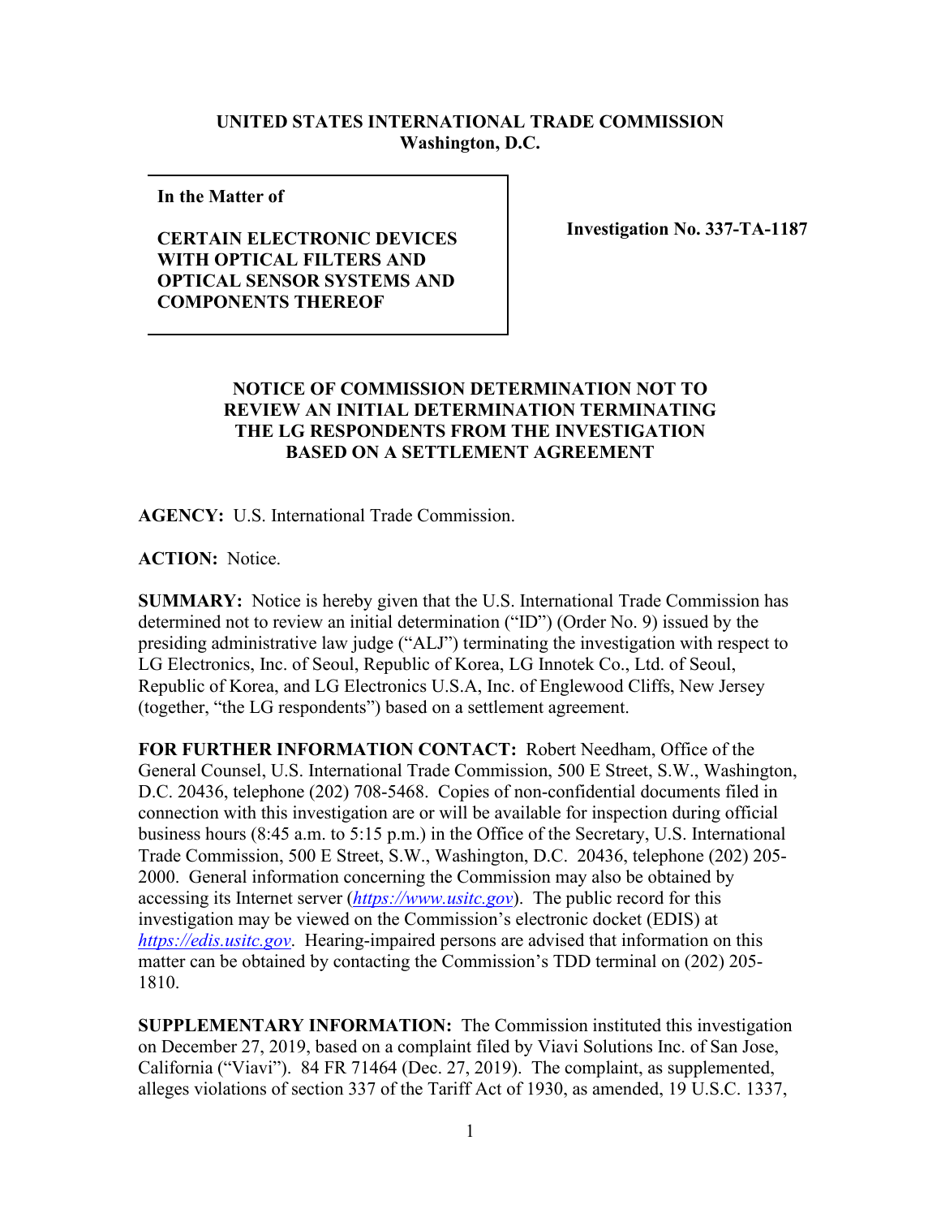**UNITED STATES INTERNATIONAL TRADE COMMISSION**
**Washington, D.C.**

| **In the Matter of** **CERTAIN ELECTRONIC DEVICES WITH OPTICAL FILTERS AND OPTICAL SENSOR SYSTEMS AND COMPONENTS THEREOF** | **Investigation No. 337-TA-1187** |
|---|---|

**NOTICE OF COMMISSION DETERMINATION NOT TO REVIEW AN INITIAL DETERMINATION TERMINATING THE LG RESPONDENTS FROM THE INVESTIGATION BASED ON A SETTLEMENT AGREEMENT**

**AGENCY:** U.S. International Trade Commission.

**ACTION:** Notice.

**SUMMARY:** Notice is hereby given that the U.S. International Trade Commission has determined not to review an initial determination ("ID") (Order No. 9) issued by the presiding administrative law judge ("ALJ") terminating the investigation with respect to LG Electronics, Inc. of Seoul, Republic of Korea, LG Innotek Co., Ltd. of Seoul, Republic of Korea, and LG Electronics U.S.A, Inc. of Englewood Cliffs, New Jersey (together, "the LG respondents") based on a settlement agreement.

**FOR FURTHER INFORMATION CONTACT:** Robert Needham, Office of the General Counsel, U.S. International Trade Commission, 500 E Street, S.W., Washington, D.C. 20436, telephone (202) 708-5468. Copies of non-confidential documents filed in connection with this investigation are or will be available for inspection during official business hours (8:45 a.m. to 5:15 p.m.) in the Office of the Secretary, U.S. International Trade Commission, 500 E Street, S.W., Washington, D.C. 20436, telephone (202) 205-2000. General information concerning the Commission may also be obtained by accessing its Internet server (*https://www.usitc.gov*). The public record for this investigation may be viewed on the Commission's electronic docket (EDIS) at *https://edis.usitc.gov*. Hearing-impaired persons are advised that information on this matter can be obtained by contacting the Commission's TDD terminal on (202) 205-1810.

**SUPPLEMENTARY INFORMATION:** The Commission instituted this investigation on December 27, 2019, based on a complaint filed by Viavi Solutions Inc. of San Jose, California ("Viavi"). 84 FR 71464 (Dec. 27, 2019). The complaint, as supplemented, alleges violations of section 337 of the Tariff Act of 1930, as amended, 19 U.S.C. 1337,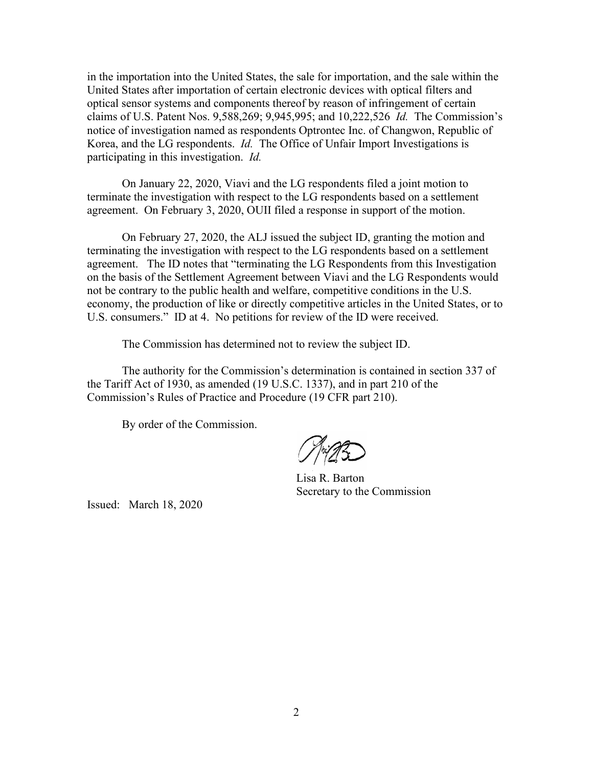in the importation into the United States, the sale for importation, and the sale within the United States after importation of certain electronic devices with optical filters and optical sensor systems and components thereof by reason of infringement of certain claims of U.S. Patent Nos. 9,588,269; 9,945,995; and 10,222,526 *Id.* The Commission's notice of investigation named as respondents Optrontec Inc. of Changwon, Republic of Korea, and the LG respondents. *Id.* The Office of Unfair Import Investigations is participating in this investigation. *Id.*

On January 22, 2020, Viavi and the LG respondents filed a joint motion to terminate the investigation with respect to the LG respondents based on a settlement agreement. On February 3, 2020, OUII filed a response in support of the motion.

On February 27, 2020, the ALJ issued the subject ID, granting the motion and terminating the investigation with respect to the LG respondents based on a settlement agreement. The ID notes that "terminating the LG Respondents from this Investigation on the basis of the Settlement Agreement between Viavi and the LG Respondents would not be contrary to the public health and welfare, competitive conditions in the U.S. economy, the production of like or directly competitive articles in the United States, or to U.S. consumers." ID at 4. No petitions for review of the ID were received.

The Commission has determined not to review the subject ID.

The authority for the Commission's determination is contained in section 337 of the Tariff Act of 1930, as amended (19 U.S.C. 1337), and in part 210 of the Commission's Rules of Practice and Procedure (19 CFR part 210).

By order of the Commission.

Lisa R. Barton
Secretary to the Commission

Issued: March 18, 2020